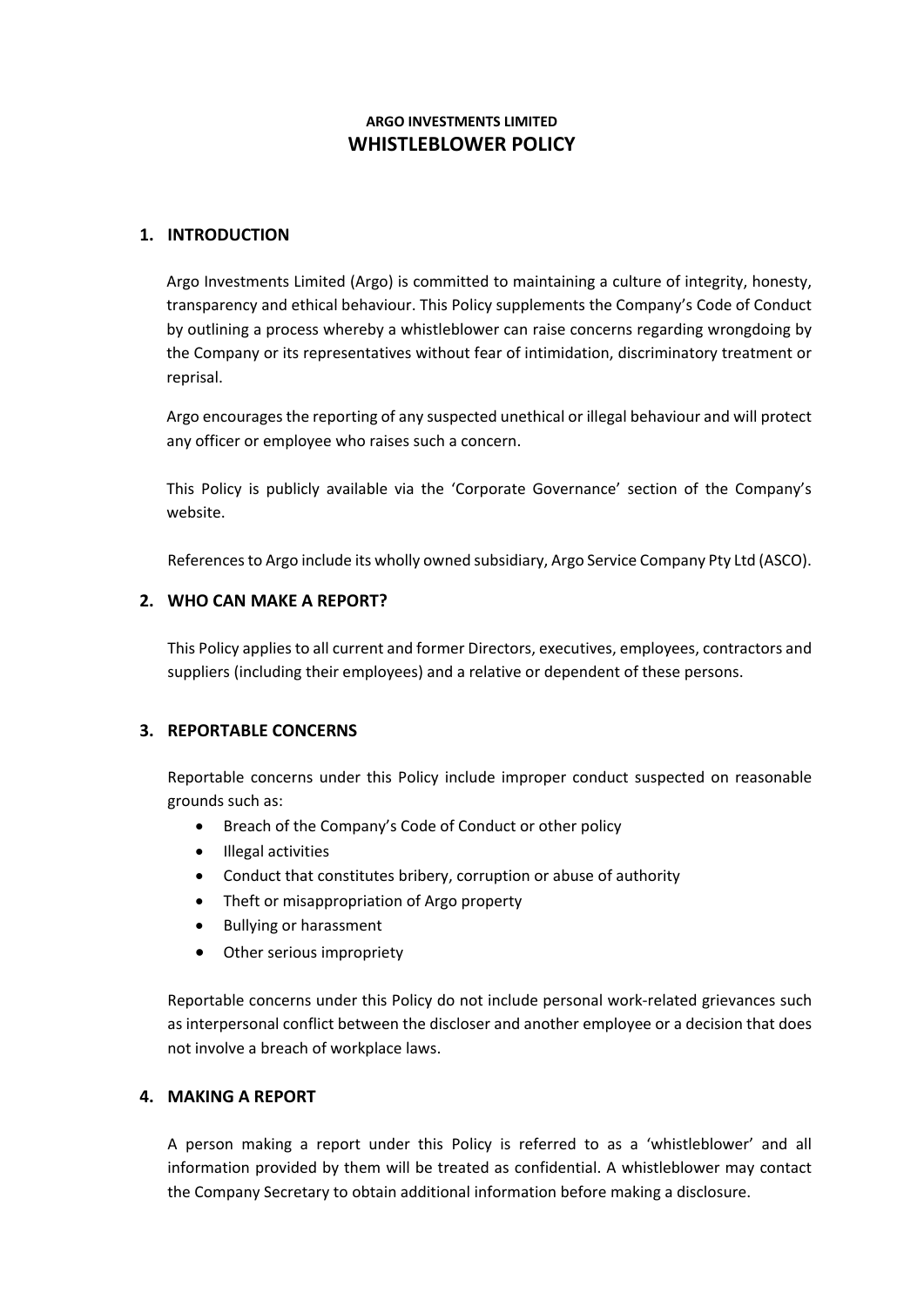**ARGO INVESTMENTS LIMITED**

# WHISTLEBLOWER POLICY

## 1. INTRODUCTION

Argo Investments Limited (Argo) is committed to maintaining a culture of integrity, honesty, transparency and ethical behaviour. This Policy supplements the Company's Code of Conduct by outlining a process whereby a whistleblower can raise concerns regarding wrongdoing by the Company or its representatives without fear of intimidation, discriminatory treatment or reprisal.

Argo encourages the reporting of any suspected unethical or illegal behaviour and will protect any officer or employee who raises such a concern.

This Policy is publicly available via the 'Corporate Governance' section of the Company's website.

References to Argo include its wholly owned subsidiary, Argo Service Company Pty Ltd (ASCO).

## 2. WHO CAN MAKE A REPORT?

This Policy applies to all current and former Directors, executives, employees, contractors and suppliers (including their employees) and a relative or dependent of these persons.

## 3. REPORTABLE CONCERNS

Reportable concerns under this Policy include improper conduct suspected on reasonable grounds such as:

- Breach of the Company's Code of Conduct or other policy
- Illegal activities
- Conduct that constitutes bribery, corruption or abuse of authority
- Theft or misappropriation of Argo property
- Bullying or harassment
- Other serious impropriety

Reportable concerns under this Policy do not include personal work-related grievances such as interpersonal conflict between the discloser and another employee or a decision that does not involve a breach of workplace laws.

## 4. MAKING A REPORT

A person making a report under this Policy is referred to as a 'whistleblower' and all information provided by them will be treated as confidential. A whistleblower may contact the Company Secretary to obtain additional information before making a disclosure.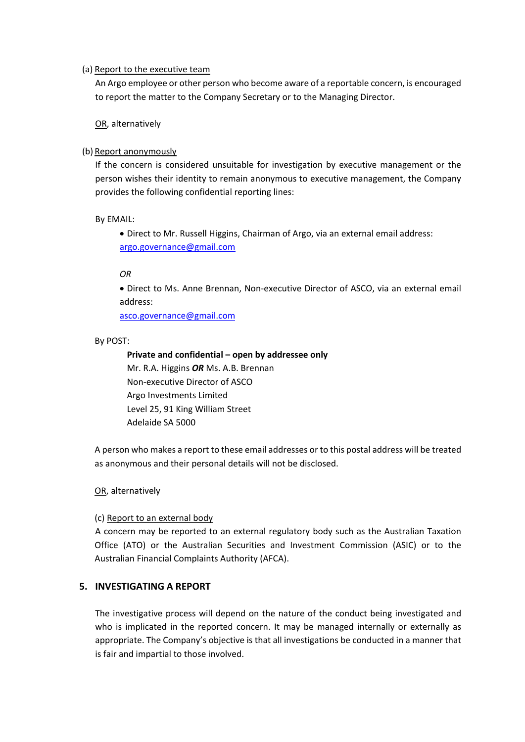(a) <u>Report to the executive team</u>

An Argo employee or other person who become aware of a reportable concern, is encouraged to report the matter to the Company Secretary or to the Managing Director.

<u>OR</u>, alternatively

(b) <u>Report anonymously</u>

If the concern is considered unsuitable for investigation by executive management or the person wishes their identity to remain anonymous to executive management, the Company provides the following confidential reporting lines:

By EMAIL:

- Direct to Mr. Russell Higgins, Chairman of Argo, via an external email address: argo.governance@gmail.com

*OR*

- Direct to Ms. Anne Brennan, Non-executive Director of ASCO, via an external email address: asco.governance@gmail.com

By POST:

**Private and confidential – open by addressee only**
Mr. R.A. Higgins ***OR*** Ms. A.B. Brennan
Non-executive Director of ASCO
Argo Investments Limited
Level 25, 91 King William Street
Adelaide SA 5000

A person who makes a report to these email addresses or to this postal address will be treated as anonymous and their personal details will not be disclosed.

<u>OR</u>, alternatively

(c) <u>Report to an external body</u>

A concern may be reported to an external regulatory body such as the Australian Taxation Office (ATO) or the Australian Securities and Investment Commission (ASIC) or to the Australian Financial Complaints Authority (AFCA).

## 5. INVESTIGATING A REPORT

The investigative process will depend on the nature of the conduct being investigated and who is implicated in the reported concern. It may be managed internally or externally as appropriate. The Company's objective is that all investigations be conducted in a manner that is fair and impartial to those involved.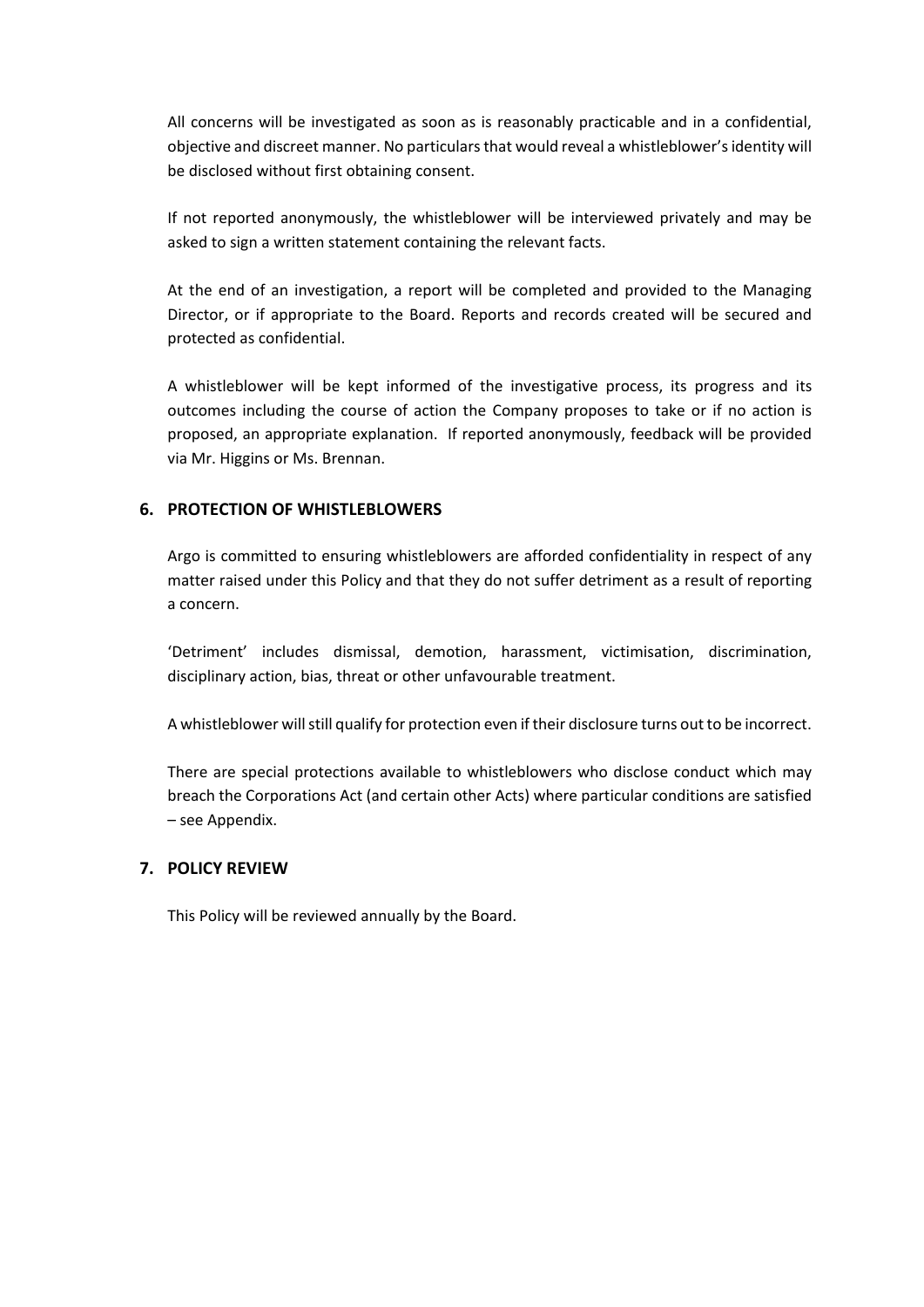All concerns will be investigated as soon as is reasonably practicable and in a confidential, objective and discreet manner. No particulars that would reveal a whistleblower's identity will be disclosed without first obtaining consent.

If not reported anonymously, the whistleblower will be interviewed privately and may be asked to sign a written statement containing the relevant facts.

At the end of an investigation, a report will be completed and provided to the Managing Director, or if appropriate to the Board. Reports and records created will be secured and protected as confidential.

A whistleblower will be kept informed of the investigative process, its progress and its outcomes including the course of action the Company proposes to take or if no action is proposed, an appropriate explanation. If reported anonymously, feedback will be provided via Mr. Higgins or Ms. Brennan.

## 6. PROTECTION OF WHISTLEBLOWERS

Argo is committed to ensuring whistleblowers are afforded confidentiality in respect of any matter raised under this Policy and that they do not suffer detriment as a result of reporting a concern.

'Detriment' includes dismissal, demotion, harassment, victimisation, discrimination, disciplinary action, bias, threat or other unfavourable treatment.

A whistleblower will still qualify for protection even if their disclosure turns out to be incorrect.

There are special protections available to whistleblowers who disclose conduct which may breach the Corporations Act (and certain other Acts) where particular conditions are satisfied – see Appendix.

## 7. POLICY REVIEW

This Policy will be reviewed annually by the Board.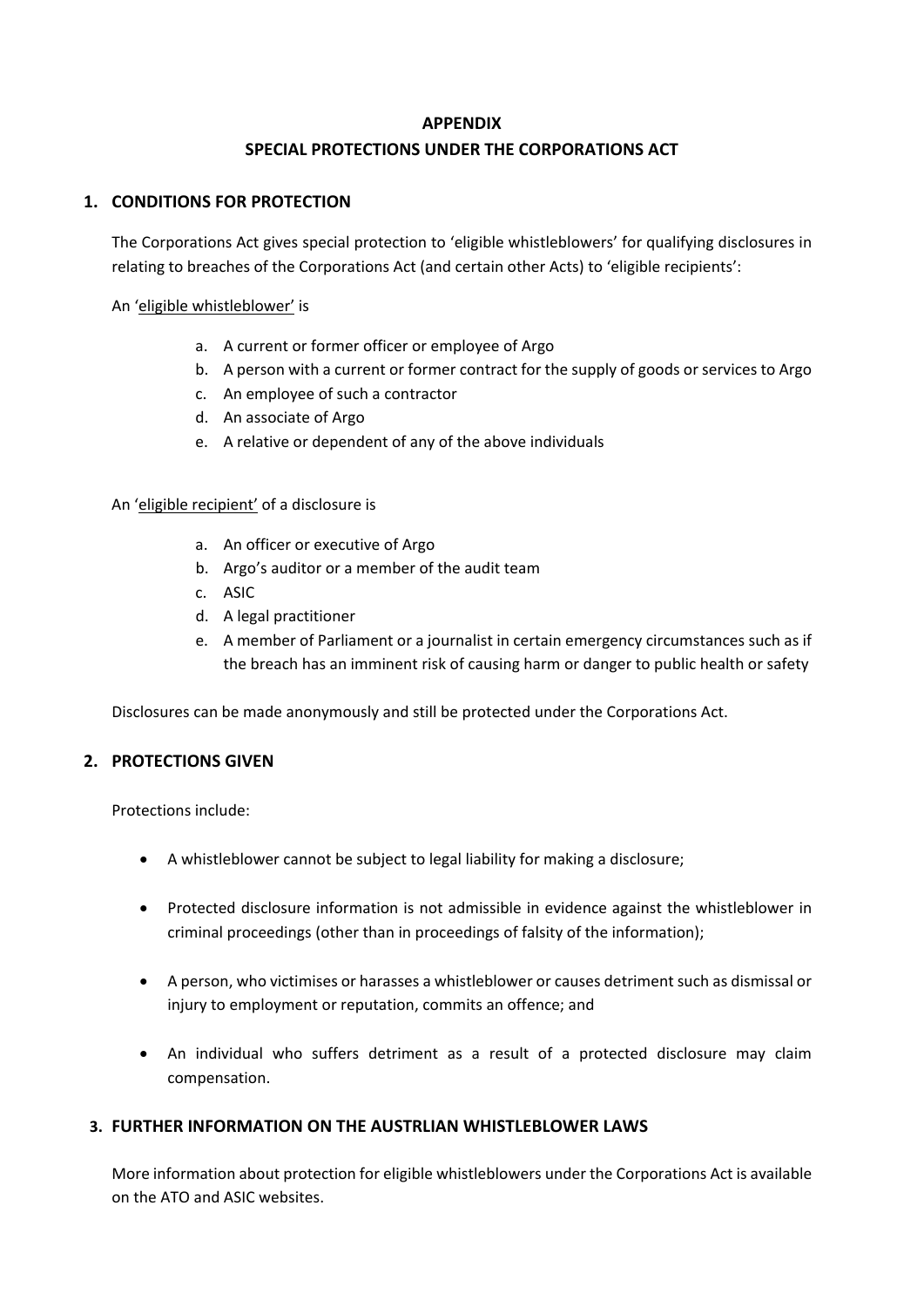# APPENDIX

# SPECIAL PROTECTIONS UNDER THE CORPORATIONS ACT

## 1. CONDITIONS FOR PROTECTION

The Corporations Act gives special protection to 'eligible whistleblowers' for qualifying disclosures in relating to breaches of the Corporations Act (and certain other Acts) to 'eligible recipients':

An 'eligible whistleblower' is

a. A current or former officer or employee of Argo
b. A person with a current or former contract for the supply of goods or services to Argo
c. An employee of such a contractor
d. An associate of Argo
e. A relative or dependent of any of the above individuals

An 'eligible recipient' of a disclosure is

a. An officer or executive of Argo
b. Argo's auditor or a member of the audit team
c. ASIC
d. A legal practitioner
e. A member of Parliament or a journalist in certain emergency circumstances such as if the breach has an imminent risk of causing harm or danger to public health or safety

Disclosures can be made anonymously and still be protected under the Corporations Act.

## 2. PROTECTIONS GIVEN

Protections include:

- A whistleblower cannot be subject to legal liability for making a disclosure;
- Protected disclosure information is not admissible in evidence against the whistleblower in criminal proceedings (other than in proceedings of falsity of the information);
- A person, who victimises or harasses a whistleblower or causes detriment such as dismissal or injury to employment or reputation, commits an offence; and
- An individual who suffers detriment as a result of a protected disclosure may claim compensation.

## 3. FURTHER INFORMATION ON THE AUSTRLIAN WHISTLEBLOWER LAWS

More information about protection for eligible whistleblowers under the Corporations Act is available on the ATO and ASIC websites.